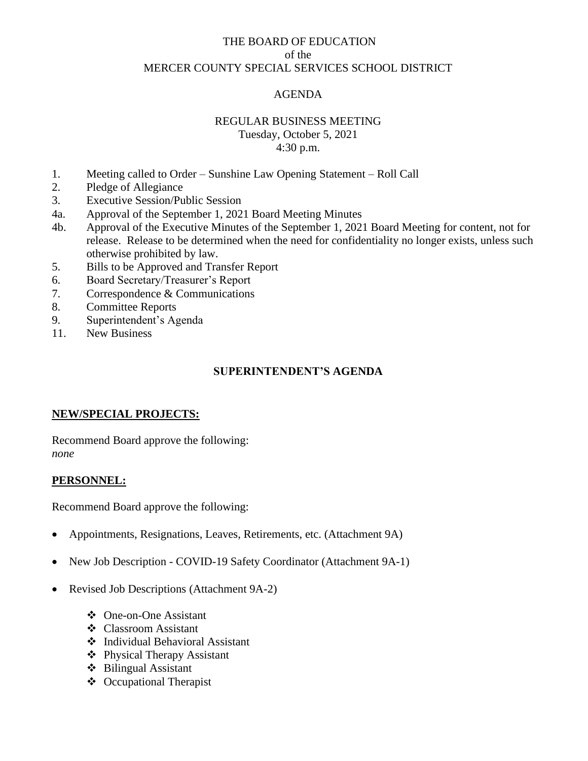THE BOARD OF EDUCATION
of the
MERCER COUNTY SPECIAL SERVICES SCHOOL DISTRICT

AGENDA

REGULAR BUSINESS MEETING
Tuesday, October 5, 2021
4:30 p.m.

1. Meeting called to Order – Sunshine Law Opening Statement – Roll Call
2. Pledge of Allegiance
3. Executive Session/Public Session
4a. Approval of the September 1, 2021 Board Meeting Minutes
4b. Approval of the Executive Minutes of the September 1, 2021 Board Meeting for content, not for release. Release to be determined when the need for confidentiality no longer exists, unless such otherwise prohibited by law.
5. Bills to be Approved and Transfer Report
6. Board Secretary/Treasurer's Report
7. Correspondence & Communications
8. Committee Reports
9. Superintendent's Agenda
11. New Business

## SUPERINTENDENT'S AGENDA

**NEW/SPECIAL PROJECTS:**

Recommend Board approve the following:
*none*

**PERSONNEL:**

Recommend Board approve the following:

- Appointments, Resignations, Leaves, Retirements, etc. (Attachment 9A)
- New Job Description - COVID-19 Safety Coordinator (Attachment 9A-1)
- Revised Job Descriptions (Attachment 9A-2)
    - One-on-One Assistant
    - Classroom Assistant
    - Individual Behavioral Assistant
    - Physical Therapy Assistant
    - Bilingual Assistant
    - Occupational Therapist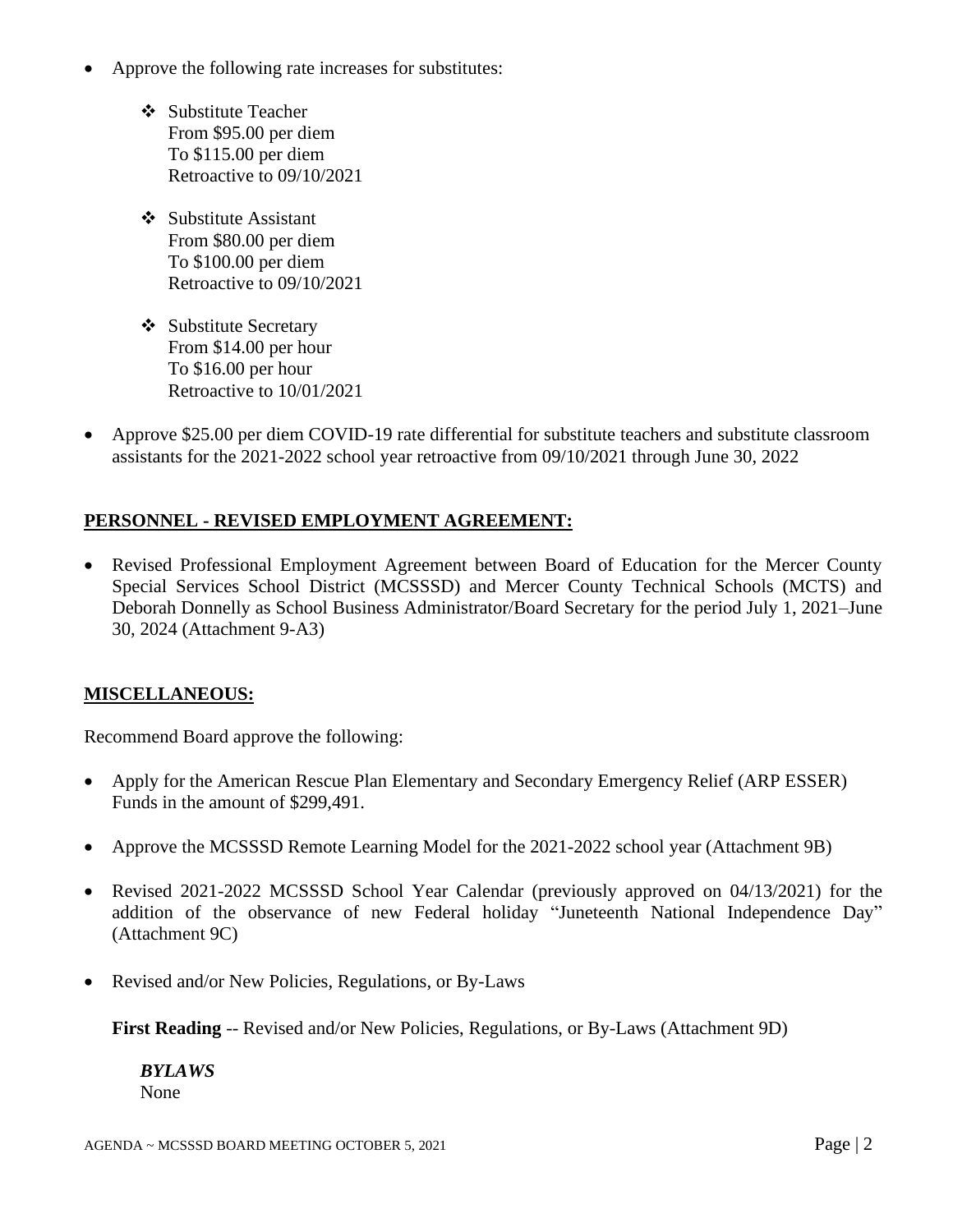- Approve the following rate increases for substitutes:

  - ❖ Substitute Teacher  
    From $95.00 per diem  
    To $115.00 per diem  
    Retroactive to 09/10/2021

  - ❖ Substitute Assistant  
    From $80.00 per diem  
    To $100.00 per diem  
    Retroactive to 09/10/2021

  - ❖ Substitute Secretary  
    From $14.00 per hour  
    To $16.00 per hour  
    Retroactive to 10/01/2021

- Approve $25.00 per diem COVID-19 rate differential for substitute teachers and substitute classroom assistants for the 2021-2022 school year retroactive from 09/10/2021 through June 30, 2022

**PERSONNEL - REVISED EMPLOYMENT AGREEMENT:**

- Revised Professional Employment Agreement between Board of Education for the Mercer County Special Services School District (MCSSSD) and Mercer County Technical Schools (MCTS) and Deborah Donnelly as School Business Administrator/Board Secretary for the period July 1, 2021–June 30, 2024 (Attachment 9-A3)

**MISCELLANEOUS:**

Recommend Board approve the following:

- Apply for the American Rescue Plan Elementary and Secondary Emergency Relief (ARP ESSER) Funds in the amount of $299,491.

- Approve the MCSSSD Remote Learning Model for the 2021-2022 school year (Attachment 9B)

- Revised 2021-2022 MCSSSD School Year Calendar (previously approved on 04/13/2021) for the addition of the observance of new Federal holiday "Juneteenth National Independence Day" (Attachment 9C)

- Revised and/or New Policies, Regulations, or By-Laws

  **First Reading** -- Revised and/or New Policies, Regulations, or By-Laws (Attachment 9D)

  ***BYLAWS***  
  None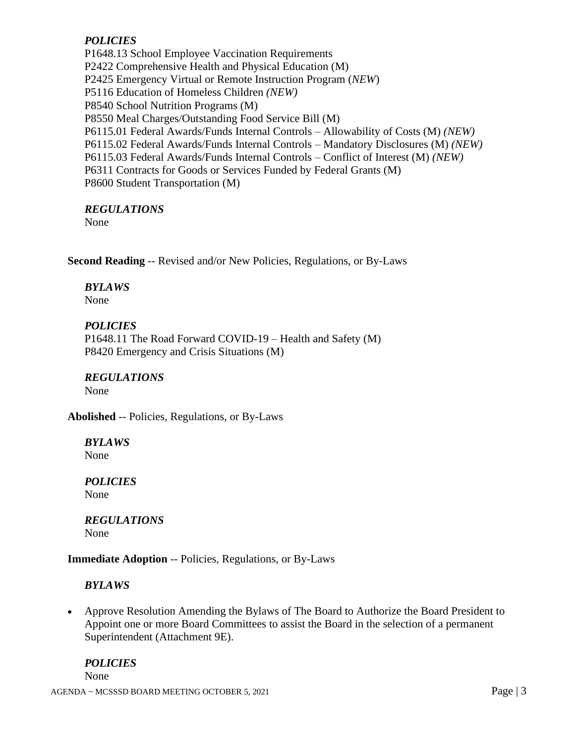***POLICIES***

P1648.13 School Employee Vaccination Requirements
P2422 Comprehensive Health and Physical Education (M)
P2425 Emergency Virtual or Remote Instruction Program (*NEW*)
P5116 Education of Homeless Children *(NEW)*
P8540 School Nutrition Programs (M)
P8550 Meal Charges/Outstanding Food Service Bill (M)
P6115.01 Federal Awards/Funds Internal Controls – Allowability of Costs (M) *(NEW)*
P6115.02 Federal Awards/Funds Internal Controls – Mandatory Disclosures (M) *(NEW)*
P6115.03 Federal Awards/Funds Internal Controls – Conflict of Interest (M) *(NEW)*
P6311 Contracts for Goods or Services Funded by Federal Grants (M)
P8600 Student Transportation (M)

***REGULATIONS***

None

**Second Reading** -- Revised and/or New Policies, Regulations, or By-Laws

***BYLAWS***

None

***POLICIES***

P1648.11 The Road Forward COVID-19 – Health and Safety (M)
P8420 Emergency and Crisis Situations (M)

***REGULATIONS***

None

**Abolished** -- Policies, Regulations, or By-Laws

***BYLAWS***

None

***POLICIES***

None

***REGULATIONS***

None

**Immediate Adoption** -- Policies, Regulations, or By-Laws

***BYLAWS***

- Approve Resolution Amending the Bylaws of The Board to Authorize the Board President to Appoint one or more Board Committees to assist the Board in the selection of a permanent Superintendent (Attachment 9E).

***POLICIES***

None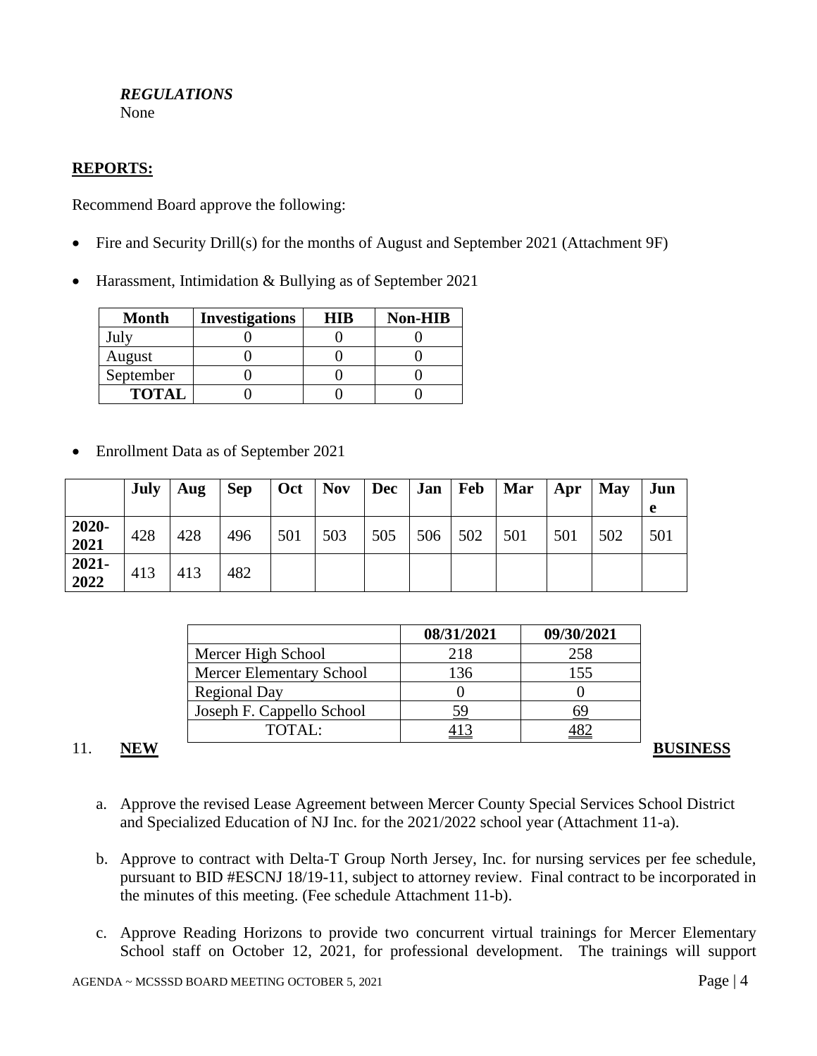***REGULATIONS***
None

**REPORTS:**

Recommend Board approve the following:

- Fire and Security Drill(s) for the months of August and September 2021 (Attachment 9F)
- Harassment, Intimidation & Bullying as of September 2021

| Month | Investigations | HIB | Non-HIB |
|---|---|---|---|
| July | 0 | 0 | 0 |
| August | 0 | 0 | 0 |
| September | 0 | 0 | 0 |
| **TOTAL** | 0 | 0 | 0 |

- Enrollment Data as of September 2021

| | July | Aug | Sep | Oct | Nov | Dec | Jan | Feb | Mar | Apr | May | June |
|---|---|---|---|---|---|---|---|---|---|---|---|---|
| **2020-2021** | 428 | 428 | 496 | 501 | 503 | 505 | 506 | 502 | 501 | 501 | 502 | 501 |
| **2021-2022** | 413 | 413 | 482 | | | | | | | | | |

| | 08/31/2021 | 09/30/2021 |
|---|---|---|
| Mercer High School | 218 | 258 |
| Mercer Elementary School | 136 | 155 |
| Regional Day | 0 | 0 |
| Joseph F. Cappello School | 59 | 69 |
| TOTAL: | 413 | 482 |

11. **NEW BUSINESS**

a. Approve the revised Lease Agreement between Mercer County Special Services School District and Specialized Education of NJ Inc. for the 2021/2022 school year (Attachment 11-a).

b. Approve to contract with Delta-T Group North Jersey, Inc. for nursing services per fee schedule, pursuant to BID #ESCNJ 18/19-11, subject to attorney review. Final contract to be incorporated in the minutes of this meeting. (Fee schedule Attachment 11-b).

c. Approve Reading Horizons to provide two concurrent virtual trainings for Mercer Elementary School staff on October 12, 2021, for professional development. The trainings will support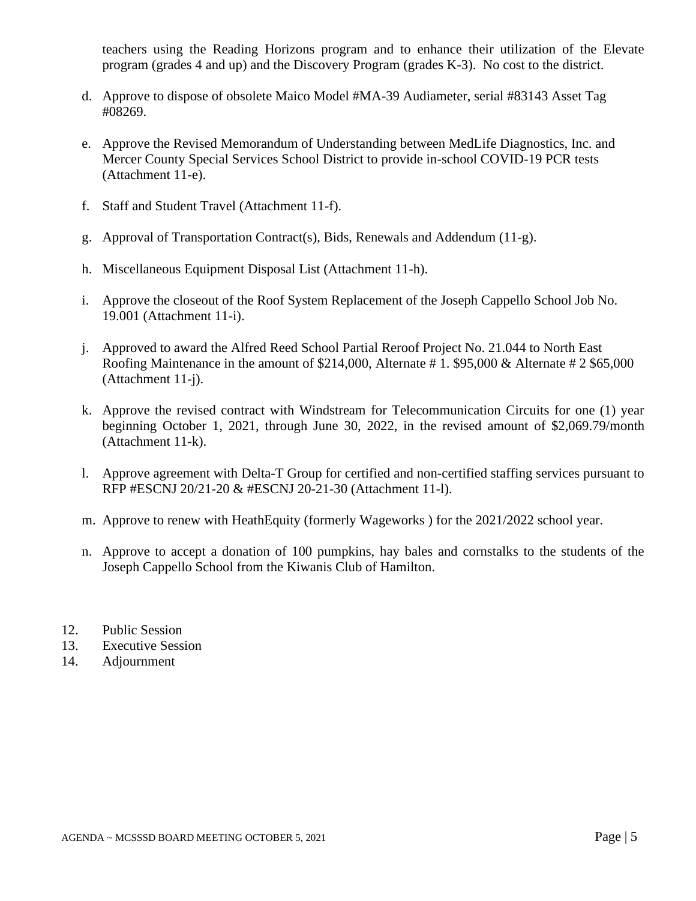teachers using the Reading Horizons program and to enhance their utilization of the Elevate program (grades 4 and up) and the Discovery Program (grades K-3). No cost to the district.

d. Approve to dispose of obsolete Maico Model #MA-39 Audiameter, serial #83143 Asset Tag #08269.

e. Approve the Revised Memorandum of Understanding between MedLife Diagnostics, Inc. and Mercer County Special Services School District to provide in-school COVID-19 PCR tests (Attachment 11-e).

f. Staff and Student Travel (Attachment 11-f).

g. Approval of Transportation Contract(s), Bids, Renewals and Addendum (11-g).

h. Miscellaneous Equipment Disposal List (Attachment 11-h).

i. Approve the closeout of the Roof System Replacement of the Joseph Cappello School Job No. 19.001 (Attachment 11-i).

j. Approved to award the Alfred Reed School Partial Reroof Project No. 21.044 to North East Roofing Maintenance in the amount of $214,000, Alternate # 1. $95,000 & Alternate # 2 $65,000 (Attachment 11-j).

k. Approve the revised contract with Windstream for Telecommunication Circuits for one (1) year beginning October 1, 2021, through June 30, 2022, in the revised amount of $2,069.79/month (Attachment 11-k).

l. Approve agreement with Delta-T Group for certified and non-certified staffing services pursuant to RFP #ESCNJ 20/21-20 & #ESCNJ 20-21-30 (Attachment 11-l).

m. Approve to renew with HeathEquity (formerly Wageworks ) for the 2021/2022 school year.

n. Approve to accept a donation of 100 pumpkins, hay bales and cornstalks to the students of the Joseph Cappello School from the Kiwanis Club of Hamilton.

12. Public Session
13. Executive Session
14. Adjournment